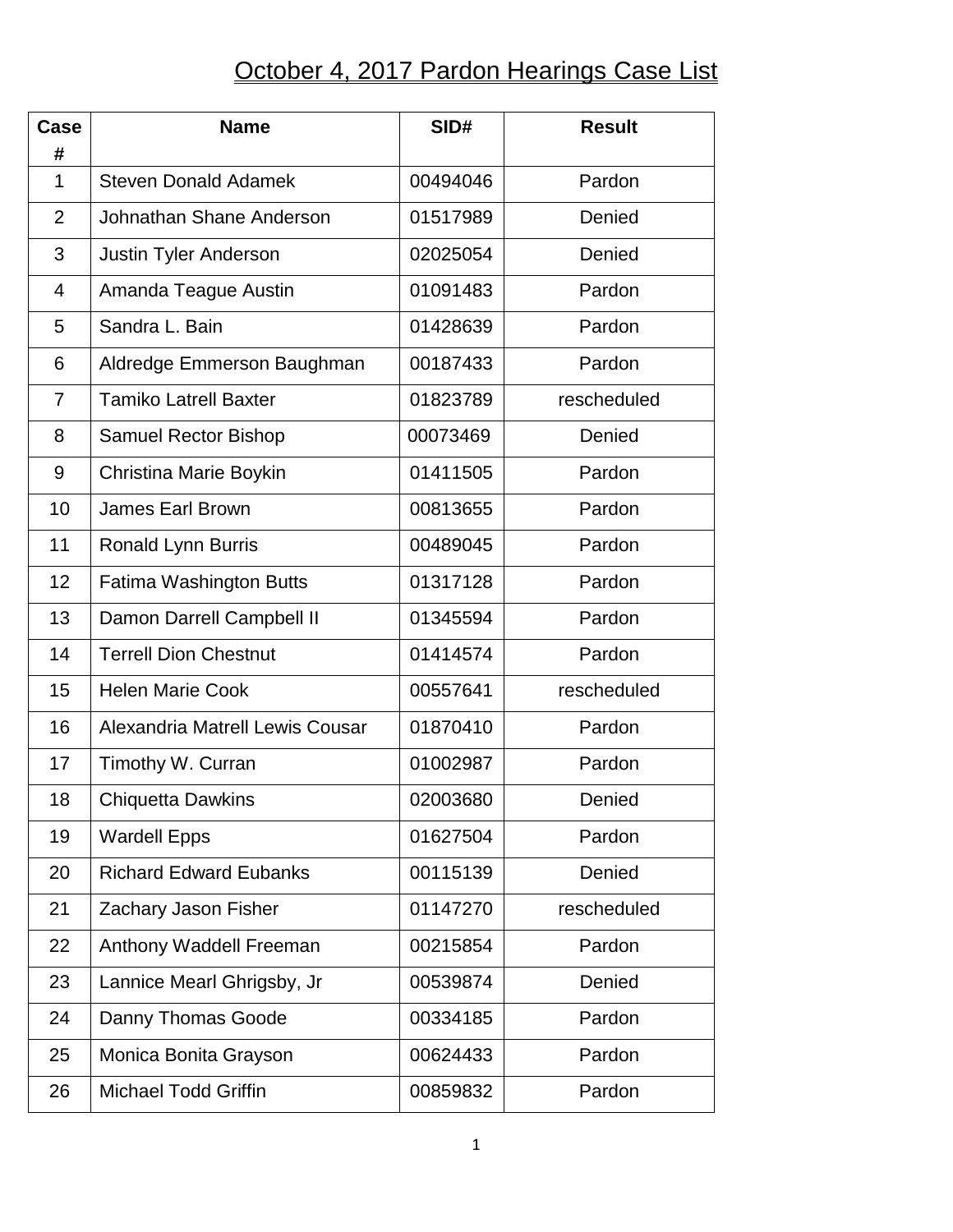# October 4, 2017 Pardon Hearings Case List

| Case # | Name | SID# | Result |
|---|---|---|---|
| 1 | Steven Donald Adamek | 00494046 | Pardon |
| 2 | Johnathan Shane Anderson | 01517989 | Denied |
| 3 | Justin Tyler Anderson | 02025054 | Denied |
| 4 | Amanda Teague Austin | 01091483 | Pardon |
| 5 | Sandra L. Bain | 01428639 | Pardon |
| 6 | Aldredge Emmerson Baughman | 00187433 | Pardon |
| 7 | Tamiko Latrell Baxter | 01823789 | rescheduled |
| 8 | Samuel Rector Bishop | 00073469 | Denied |
| 9 | Christina Marie Boykin | 01411505 | Pardon |
| 10 | James Earl Brown | 00813655 | Pardon |
| 11 | Ronald Lynn Burris | 00489045 | Pardon |
| 12 | Fatima Washington Butts | 01317128 | Pardon |
| 13 | Damon Darrell Campbell II | 01345594 | Pardon |
| 14 | Terrell Dion Chestnut | 01414574 | Pardon |
| 15 | Helen Marie Cook | 00557641 | rescheduled |
| 16 | Alexandria Matrell Lewis Cousar | 01870410 | Pardon |
| 17 | Timothy W. Curran | 01002987 | Pardon |
| 18 | Chiquetta Dawkins | 02003680 | Denied |
| 19 | Wardell Epps | 01627504 | Pardon |
| 20 | Richard Edward Eubanks | 00115139 | Denied |
| 21 | Zachary Jason Fisher | 01147270 | rescheduled |
| 22 | Anthony Waddell Freeman | 00215854 | Pardon |
| 23 | Lannice Mearl Ghrigsby, Jr | 00539874 | Denied |
| 24 | Danny Thomas Goode | 00334185 | Pardon |
| 25 | Monica Bonita Grayson | 00624433 | Pardon |
| 26 | Michael Todd Griffin | 00859832 | Pardon |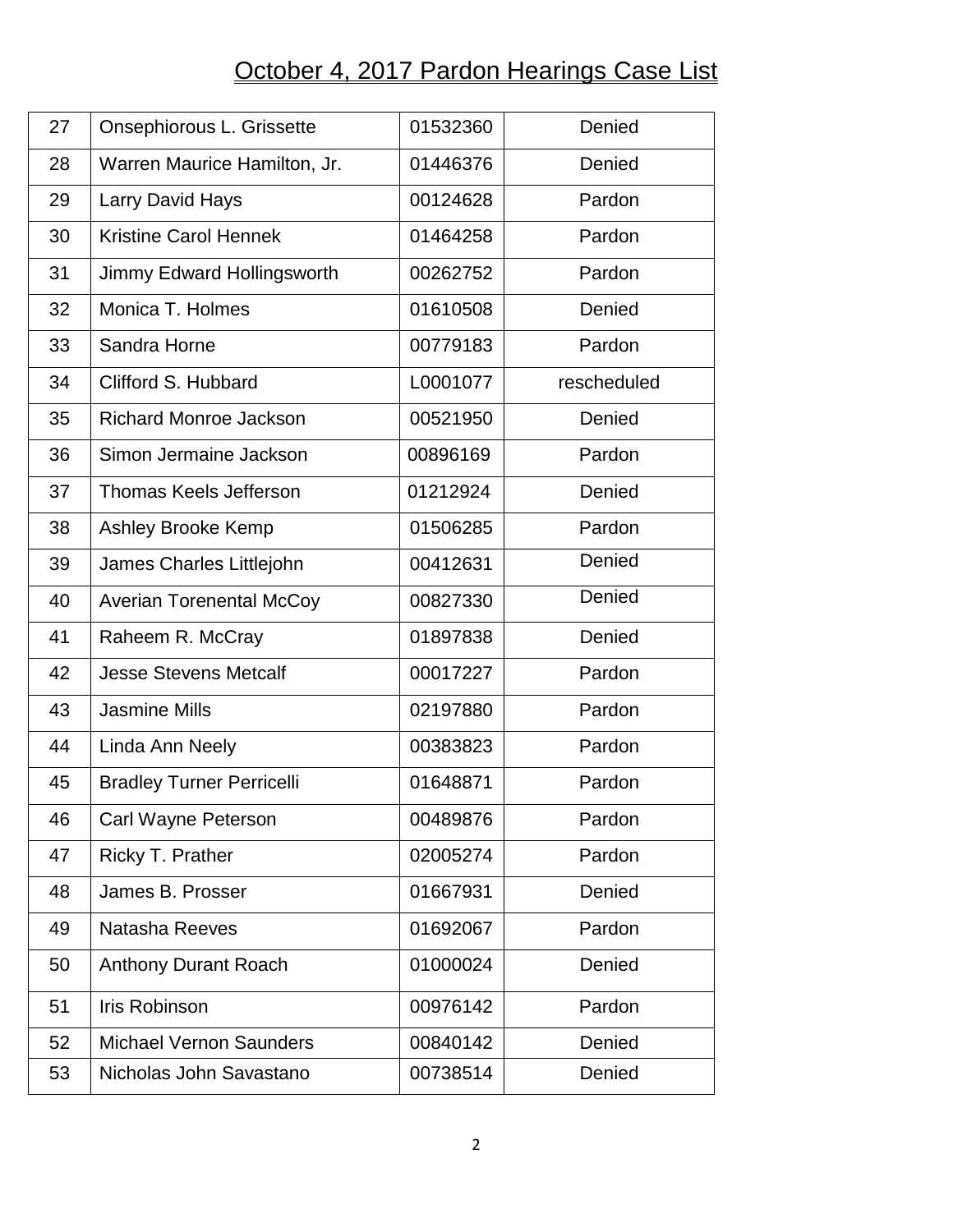# October 4, 2017 Pardon Hearings Case List

| | | | |
|---|---|---|---|
| 27 | Onsephiorous L. Grissette | 01532360 | Denied |
| 28 | Warren Maurice Hamilton, Jr. | 01446376 | Denied |
| 29 | Larry David Hays | 00124628 | Pardon |
| 30 | Kristine Carol Hennek | 01464258 | Pardon |
| 31 | Jimmy Edward Hollingsworth | 00262752 | Pardon |
| 32 | Monica T. Holmes | 01610508 | Denied |
| 33 | Sandra Horne | 00779183 | Pardon |
| 34 | Clifford S. Hubbard | L0001077 | rescheduled |
| 35 | Richard Monroe Jackson | 00521950 | Denied |
| 36 | Simon Jermaine Jackson | 00896169 | Pardon |
| 37 | Thomas Keels Jefferson | 01212924 | Denied |
| 38 | Ashley Brooke Kemp | 01506285 | Pardon |
| 39 | James Charles Littlejohn | 00412631 | Denied |
| 40 | Averian Torenental McCoy | 00827330 | Denied |
| 41 | Raheem R. McCray | 01897838 | Denied |
| 42 | Jesse Stevens Metcalf | 00017227 | Pardon |
| 43 | Jasmine Mills | 02197880 | Pardon |
| 44 | Linda Ann Neely | 00383823 | Pardon |
| 45 | Bradley Turner Perricelli | 01648871 | Pardon |
| 46 | Carl Wayne Peterson | 00489876 | Pardon |
| 47 | Ricky T. Prather | 02005274 | Pardon |
| 48 | James B. Prosser | 01667931 | Denied |
| 49 | Natasha Reeves | 01692067 | Pardon |
| 50 | Anthony Durant Roach | 01000024 | Denied |
| 51 | Iris Robinson | 00976142 | Pardon |
| 52 | Michael Vernon Saunders | 00840142 | Denied |
| 53 | Nicholas John Savastano | 00738514 | Denied |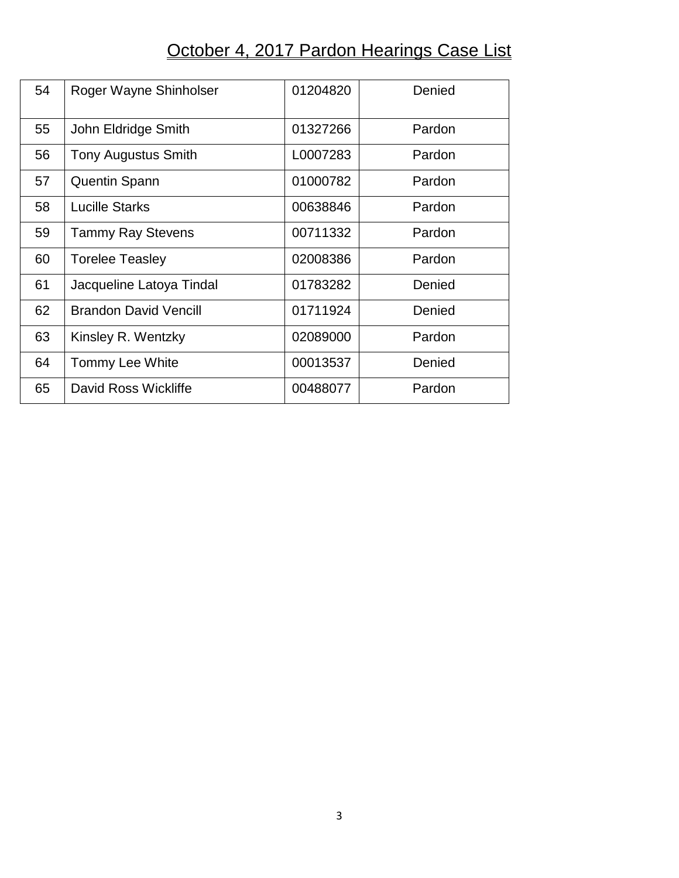# October 4, 2017 Pardon Hearings Case List

| | | | |
|---|---|---|---|
| 54 | Roger Wayne Shinholser | 01204820 | Denied |
| 55 | John Eldridge Smith | 01327266 | Pardon |
| 56 | Tony Augustus Smith | L0007283 | Pardon |
| 57 | Quentin Spann | 01000782 | Pardon |
| 58 | Lucille Starks | 00638846 | Pardon |
| 59 | Tammy Ray Stevens | 00711332 | Pardon |
| 60 | Torelee Teasley | 02008386 | Pardon |
| 61 | Jacqueline Latoya Tindal | 01783282 | Denied |
| 62 | Brandon David Vencill | 01711924 | Denied |
| 63 | Kinsley R. Wentzky | 02089000 | Pardon |
| 64 | Tommy Lee White | 00013537 | Denied |
| 65 | David Ross Wickliffe | 00488077 | Pardon |